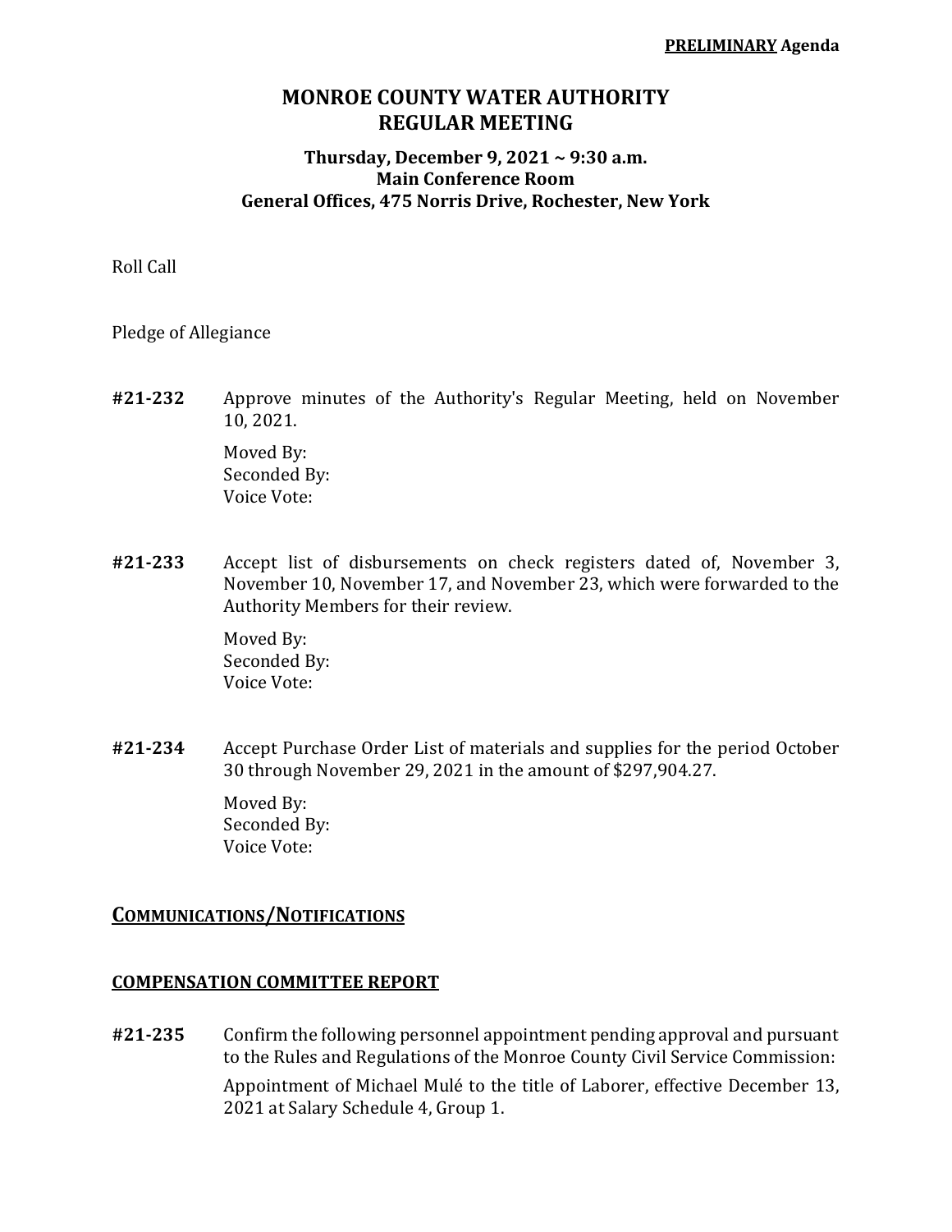**PRELIMINARY Agenda**

# MONROE COUNTY WATER AUTHORITY
# REGULAR MEETING

### Thursday, December 9, 2021 ~ 9:30 a.m.
### Main Conference Room
### General Offices, 475 Norris Drive, Rochester, New York

Roll Call

Pledge of Allegiance

**#21-232** Approve minutes of the Authority's Regular Meeting, held on November 10, 2021.

Moved By:
Seconded By:
Voice Vote:

**#21-233** Accept list of disbursements on check registers dated of, November 3, November 10, November 17, and November 23, which were forwarded to the Authority Members for their review.

Moved By:
Seconded By:
Voice Vote:

**#21-234** Accept Purchase Order List of materials and supplies for the period October 30 through November 29, 2021 in the amount of $297,904.27.

Moved By:
Seconded By:
Voice Vote:

## COMMUNICATIONS/NOTIFICATIONS

## COMPENSATION COMMITTEE REPORT

**#21-235** Confirm the following personnel appointment pending approval and pursuant to the Rules and Regulations of the Monroe County Civil Service Commission:

Appointment of Michael Mulé to the title of Laborer, effective December 13, 2021 at Salary Schedule 4, Group 1.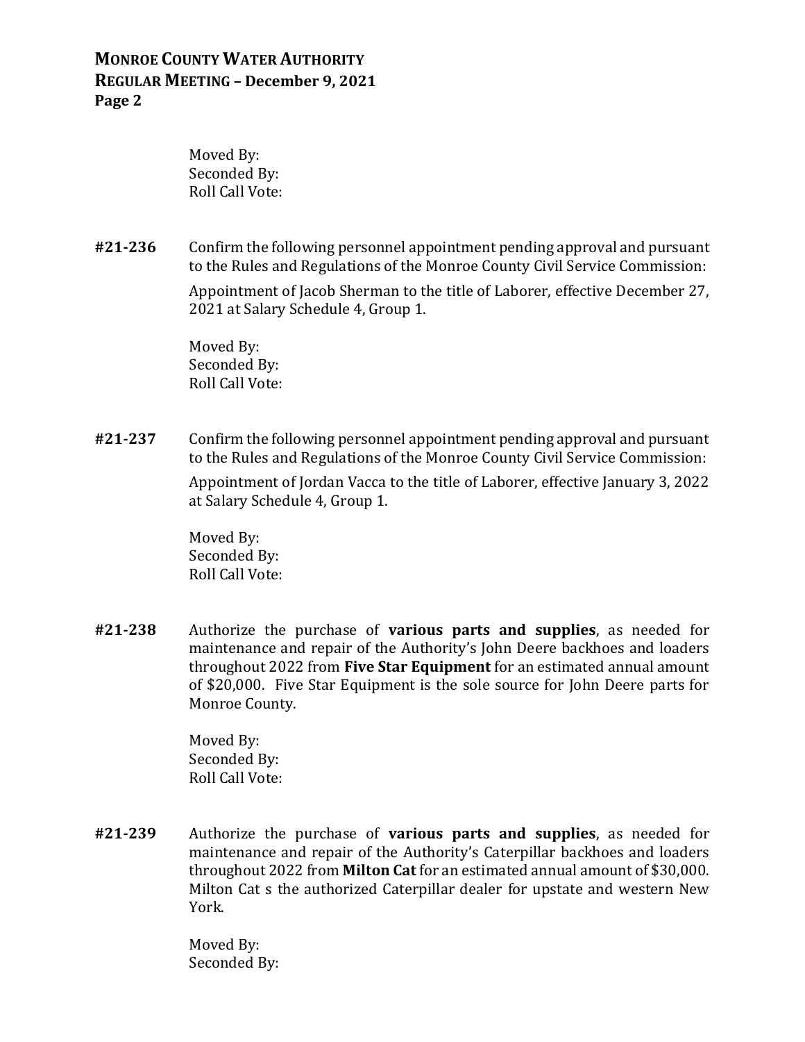Moved By:
Seconded By:
Roll Call Vote:

**#21-236** Confirm the following personnel appointment pending approval and pursuant to the Rules and Regulations of the Monroe County Civil Service Commission:

Appointment of Jacob Sherman to the title of Laborer, effective December 27, 2021 at Salary Schedule 4, Group 1.

Moved By:
Seconded By:
Roll Call Vote:

**#21-237** Confirm the following personnel appointment pending approval and pursuant to the Rules and Regulations of the Monroe County Civil Service Commission:

Appointment of Jordan Vacca to the title of Laborer, effective January 3, 2022 at Salary Schedule 4, Group 1.

Moved By:
Seconded By:
Roll Call Vote:

**#21-238** Authorize the purchase of **various parts and supplies**, as needed for maintenance and repair of the Authority's John Deere backhoes and loaders throughout 2022 from **Five Star Equipment** for an estimated annual amount of $20,000. Five Star Equipment is the sole source for John Deere parts for Monroe County.

Moved By:
Seconded By:
Roll Call Vote:

**#21-239** Authorize the purchase of **various parts and supplies**, as needed for maintenance and repair of the Authority's Caterpillar backhoes and loaders throughout 2022 from **Milton Cat** for an estimated annual amount of $30,000. Milton Cat s the authorized Caterpillar dealer for upstate and western New York.

Moved By:
Seconded By: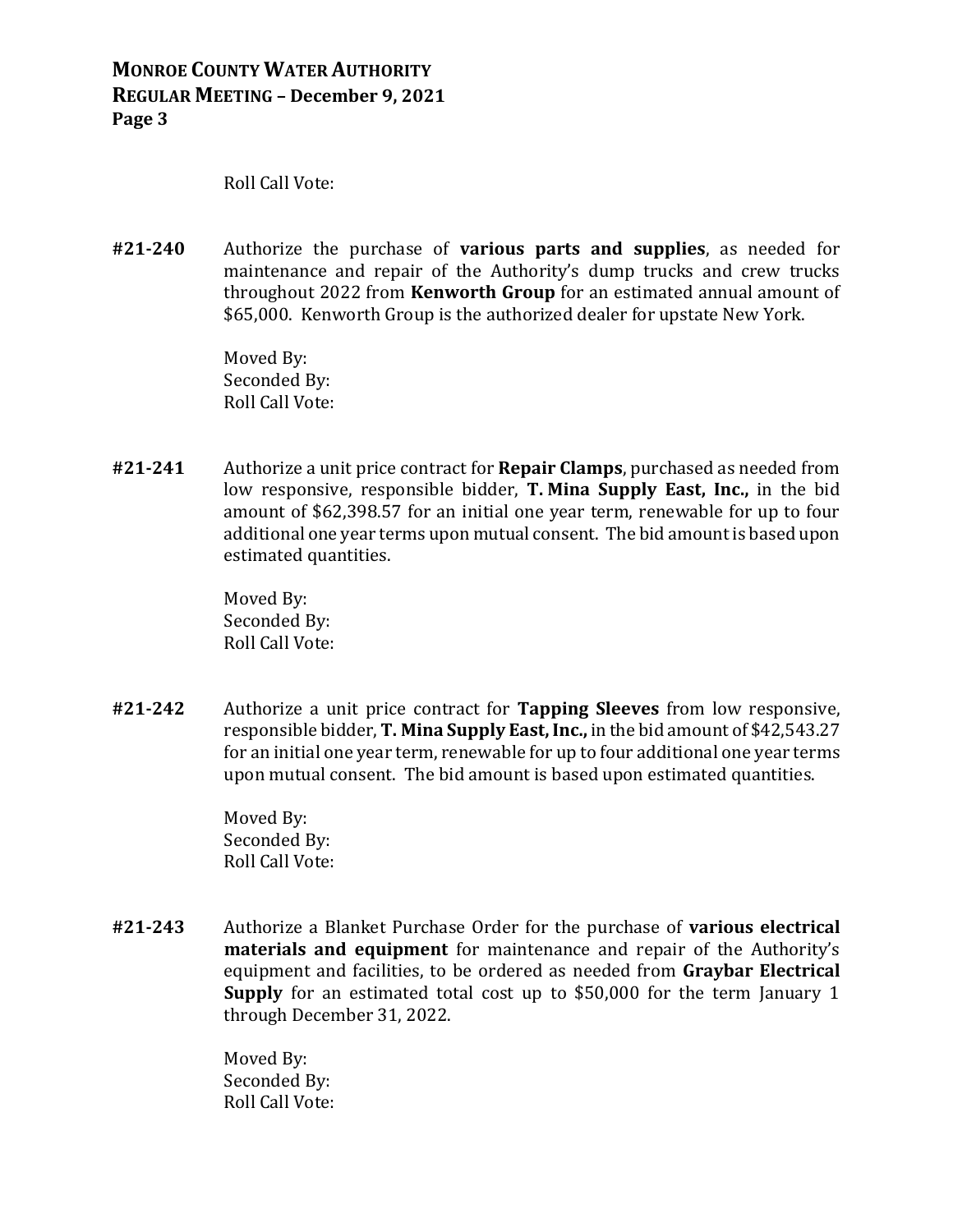Roll Call Vote:

**#21-240** Authorize the purchase of **various parts and supplies**, as needed for maintenance and repair of the Authority's dump trucks and crew trucks throughout 2022 from **Kenworth Group** for an estimated annual amount of $65,000. Kenworth Group is the authorized dealer for upstate New York.

Moved By:
Seconded By:
Roll Call Vote:

**#21-241** Authorize a unit price contract for **Repair Clamps**, purchased as needed from low responsive, responsible bidder, **T. Mina Supply East, Inc.,** in the bid amount of $62,398.57 for an initial one year term, renewable for up to four additional one year terms upon mutual consent. The bid amount is based upon estimated quantities.

Moved By:
Seconded By:
Roll Call Vote:

**#21-242** Authorize a unit price contract for **Tapping Sleeves** from low responsive, responsible bidder, **T. Mina Supply East, Inc.,** in the bid amount of $42,543.27 for an initial one year term, renewable for up to four additional one year terms upon mutual consent. The bid amount is based upon estimated quantities.

Moved By:
Seconded By:
Roll Call Vote:

**#21-243** Authorize a Blanket Purchase Order for the purchase of **various electrical materials and equipment** for maintenance and repair of the Authority's equipment and facilities, to be ordered as needed from **Graybar Electrical Supply** for an estimated total cost up to $50,000 for the term January 1 through December 31, 2022.

Moved By:
Seconded By:
Roll Call Vote: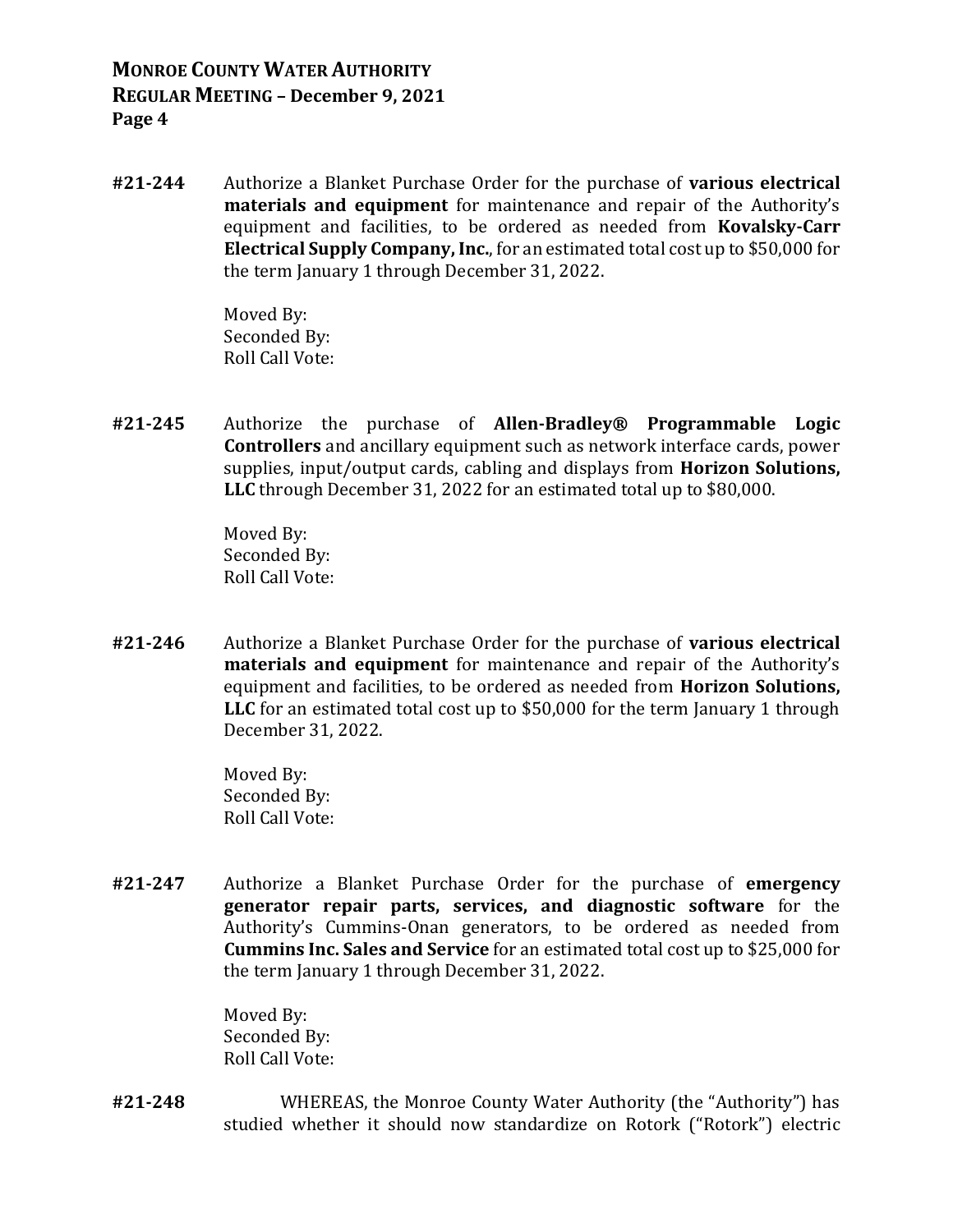**#21-244** Authorize a Blanket Purchase Order for the purchase of **various electrical materials and equipment** for maintenance and repair of the Authority's equipment and facilities, to be ordered as needed from **Kovalsky-Carr Electrical Supply Company, Inc.**, for an estimated total cost up to $50,000 for the term January 1 through December 31, 2022.

Moved By:
Seconded By:
Roll Call Vote:

**#21-245** Authorize the purchase of **Allen-Bradley® Programmable Logic Controllers** and ancillary equipment such as network interface cards, power supplies, input/output cards, cabling and displays from **Horizon Solutions, LLC** through December 31, 2022 for an estimated total up to $80,000.

Moved By:
Seconded By:
Roll Call Vote:

**#21-246** Authorize a Blanket Purchase Order for the purchase of **various electrical materials and equipment** for maintenance and repair of the Authority's equipment and facilities, to be ordered as needed from **Horizon Solutions, LLC** for an estimated total cost up to $50,000 for the term January 1 through December 31, 2022.

Moved By:
Seconded By:
Roll Call Vote:

**#21-247** Authorize a Blanket Purchase Order for the purchase of **emergency generator repair parts, services, and diagnostic software** for the Authority's Cummins-Onan generators, to be ordered as needed from **Cummins Inc. Sales and Service** for an estimated total cost up to $25,000 for the term January 1 through December 31, 2022.

Moved By:
Seconded By:
Roll Call Vote:

**#21-248** WHEREAS, the Monroe County Water Authority (the "Authority") has studied whether it should now standardize on Rotork ("Rotork") electric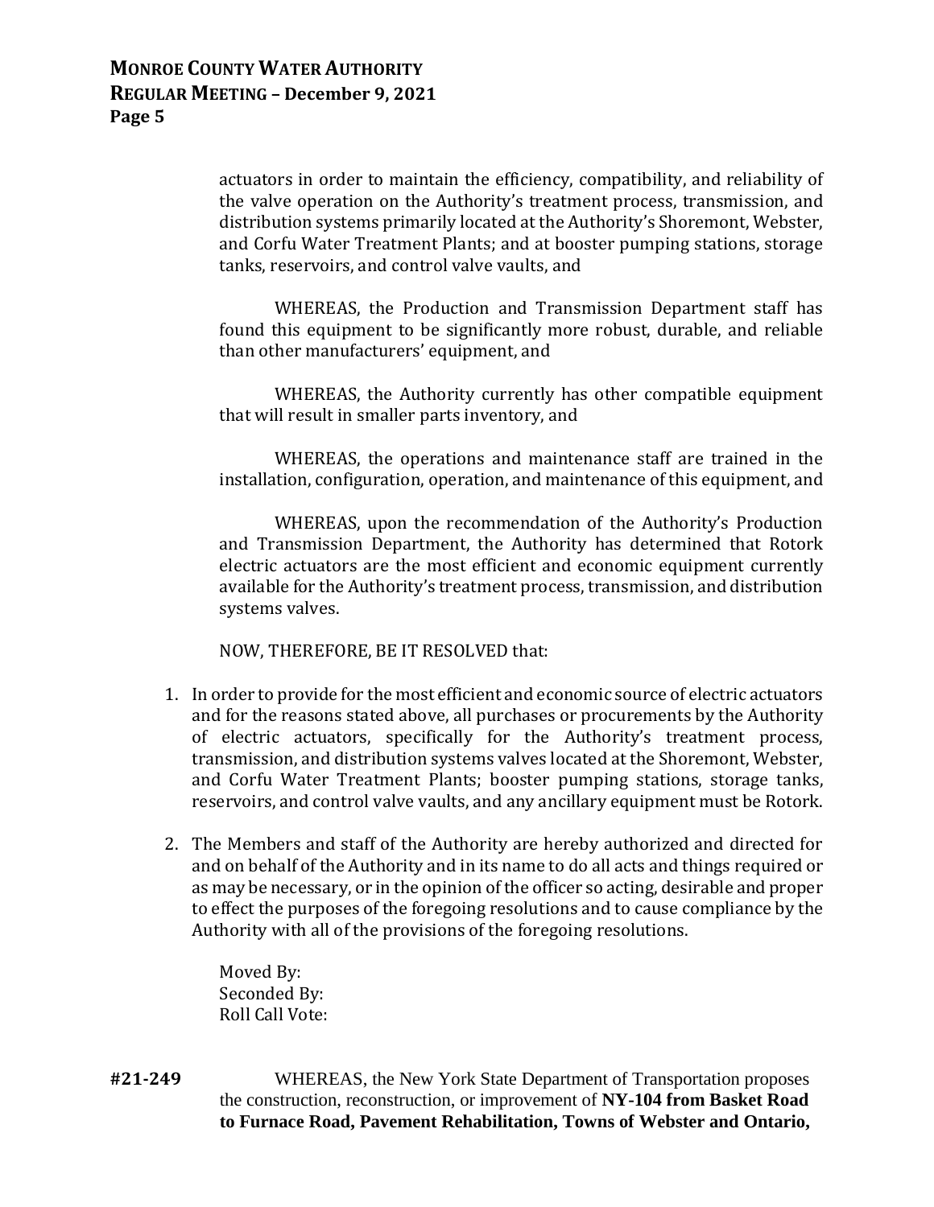actuators in order to maintain the efficiency, compatibility, and reliability of the valve operation on the Authority's treatment process, transmission, and distribution systems primarily located at the Authority's Shoremont, Webster, and Corfu Water Treatment Plants; and at booster pumping stations, storage tanks, reservoirs, and control valve vaults, and

WHEREAS, the Production and Transmission Department staff has found this equipment to be significantly more robust, durable, and reliable than other manufacturers' equipment, and

WHEREAS, the Authority currently has other compatible equipment that will result in smaller parts inventory, and

WHEREAS, the operations and maintenance staff are trained in the installation, configuration, operation, and maintenance of this equipment, and

WHEREAS, upon the recommendation of the Authority's Production and Transmission Department, the Authority has determined that Rotork electric actuators are the most efficient and economic equipment currently available for the Authority's treatment process, transmission, and distribution systems valves.

NOW, THEREFORE, BE IT RESOLVED that:

1. In order to provide for the most efficient and economic source of electric actuators and for the reasons stated above, all purchases or procurements by the Authority of electric actuators, specifically for the Authority's treatment process, transmission, and distribution systems valves located at the Shoremont, Webster, and Corfu Water Treatment Plants; booster pumping stations, storage tanks, reservoirs, and control valve vaults, and any ancillary equipment must be Rotork.

2. The Members and staff of the Authority are hereby authorized and directed for and on behalf of the Authority and in its name to do all acts and things required or as may be necessary, or in the opinion of the officer so acting, desirable and proper to effect the purposes of the foregoing resolutions and to cause compliance by the Authority with all of the provisions of the foregoing resolutions.

Moved By:
Seconded By:
Roll Call Vote:

**#21-249** WHEREAS, the New York State Department of Transportation proposes the construction, reconstruction, or improvement of **NY-104 from Basket Road to Furnace Road, Pavement Rehabilitation, Towns of Webster and Ontario,**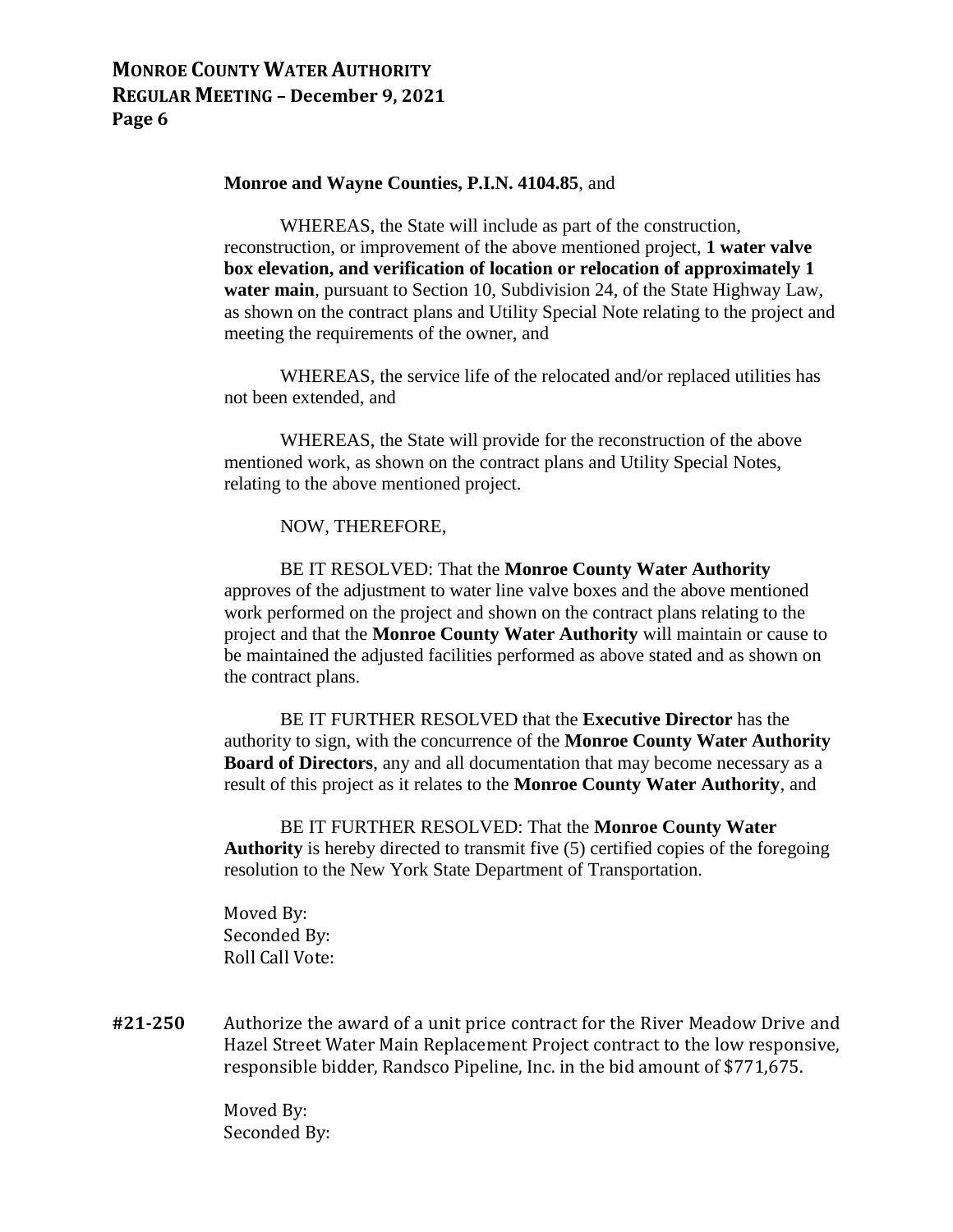**Monroe and Wayne Counties, P.I.N. 4104.85**, and

WHEREAS, the State will include as part of the construction, reconstruction, or improvement of the above mentioned project, **1 water valve box elevation, and verification of location or relocation of approximately 1 water main**, pursuant to Section 10, Subdivision 24, of the State Highway Law, as shown on the contract plans and Utility Special Note relating to the project and meeting the requirements of the owner, and

WHEREAS, the service life of the relocated and/or replaced utilities has not been extended, and

WHEREAS, the State will provide for the reconstruction of the above mentioned work, as shown on the contract plans and Utility Special Notes, relating to the above mentioned project.

NOW, THEREFORE,

BE IT RESOLVED: That the **Monroe County Water Authority** approves of the adjustment to water line valve boxes and the above mentioned work performed on the project and shown on the contract plans relating to the project and that the **Monroe County Water Authority** will maintain or cause to be maintained the adjusted facilities performed as above stated and as shown on the contract plans.

BE IT FURTHER RESOLVED that the **Executive Director** has the authority to sign, with the concurrence of the **Monroe County Water Authority Board of Directors**, any and all documentation that may become necessary as a result of this project as it relates to the **Monroe County Water Authority**, and

BE IT FURTHER RESOLVED: That the **Monroe County Water Authority** is hereby directed to transmit five (5) certified copies of the foregoing resolution to the New York State Department of Transportation.

Moved By:
Seconded By:
Roll Call Vote:

**#21-250** Authorize the award of a unit price contract for the River Meadow Drive and Hazel Street Water Main Replacement Project contract to the low responsive, responsible bidder, Randsco Pipeline, Inc. in the bid amount of $771,675.

Moved By:
Seconded By: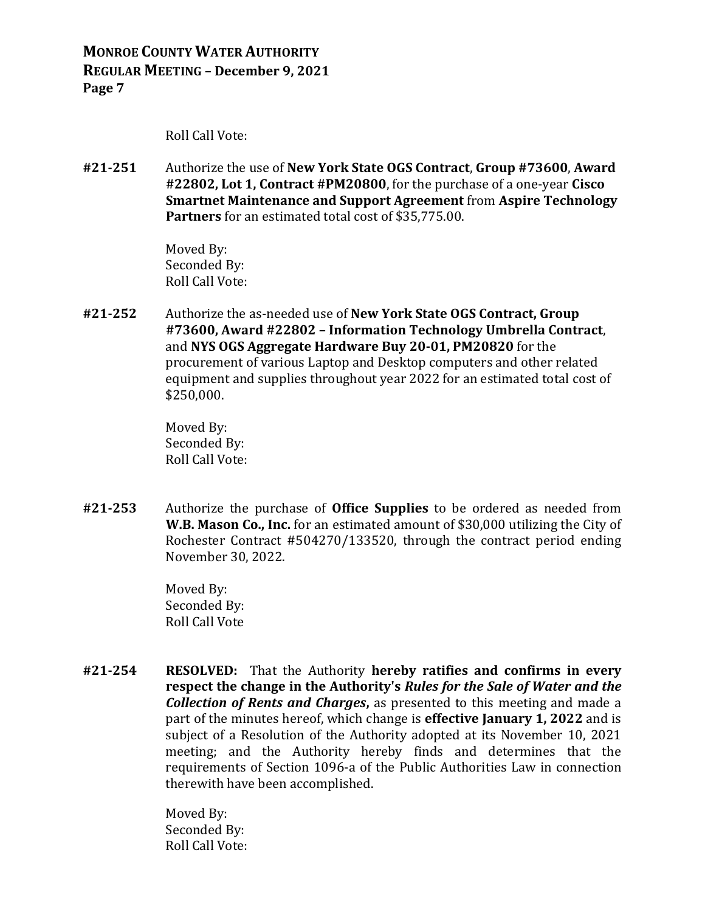Roll Call Vote:

**#21-251** Authorize the use of **New York State OGS Contract**, **Group #73600**, **Award #22802, Lot 1, Contract #PM20800**, for the purchase of a one-year **Cisco Smartnet Maintenance and Support Agreement** from **Aspire Technology Partners** for an estimated total cost of $35,775.00.

Moved By:
Seconded By:
Roll Call Vote:

**#21-252** Authorize the as-needed use of **New York State OGS Contract, Group #73600, Award #22802 – Information Technology Umbrella Contract**, and **NYS OGS Aggregate Hardware Buy 20-01, PM20820** for the procurement of various Laptop and Desktop computers and other related equipment and supplies throughout year 2022 for an estimated total cost of $250,000.

Moved By:
Seconded By:
Roll Call Vote:

**#21-253** Authorize the purchase of **Office Supplies** to be ordered as needed from **W.B. Mason Co., Inc.** for an estimated amount of $30,000 utilizing the City of Rochester Contract #504270/133520, through the contract period ending November 30, 2022.

Moved By:
Seconded By:
Roll Call Vote

**#21-254** **RESOLVED:** That the Authority **hereby ratifies and confirms in every respect the change in the Authority's *Rules for the Sale of Water and the Collection of Rents and Charges*,** as presented to this meeting and made a part of the minutes hereof, which change is **effective January 1, 2022** and is subject of a Resolution of the Authority adopted at its November 10, 2021 meeting; and the Authority hereby finds and determines that the requirements of Section 1096-a of the Public Authorities Law in connection therewith have been accomplished.

Moved By:
Seconded By:
Roll Call Vote: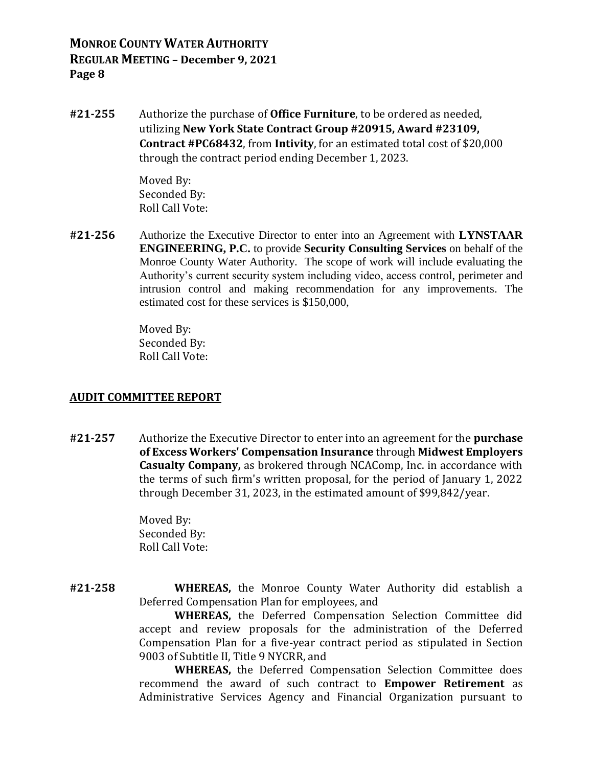**#21-255** Authorize the purchase of **Office Furniture**, to be ordered as needed, utilizing **New York State Contract Group #20915, Award #23109, Contract #PC68432**, from **Intivity**, for an estimated total cost of $20,000 through the contract period ending December 1, 2023.

Moved By:
Seconded By:
Roll Call Vote:

**#21-256** Authorize the Executive Director to enter into an Agreement with **LYNSTAAR ENGINEERING, P.C.** to provide **Security Consulting Services** on behalf of the Monroe County Water Authority. The scope of work will include evaluating the Authority's current security system including video, access control, perimeter and intrusion control and making recommendation for any improvements. The estimated cost for these services is $150,000,

Moved By:
Seconded By:
Roll Call Vote:

## AUDIT COMMITTEE REPORT

**#21-257** Authorize the Executive Director to enter into an agreement for the **purchase of Excess Workers' Compensation Insurance** through **Midwest Employers Casualty Company,** as brokered through NCAComp, Inc. in accordance with the terms of such firm's written proposal, for the period of January 1, 2022 through December 31, 2023, in the estimated amount of $99,842/year.

Moved By:
Seconded By:
Roll Call Vote:

**#21-258** **WHEREAS,** the Monroe County Water Authority did establish a Deferred Compensation Plan for employees, and

**WHEREAS,** the Deferred Compensation Selection Committee did accept and review proposals for the administration of the Deferred Compensation Plan for a five-year contract period as stipulated in Section 9003 of Subtitle II, Title 9 NYCRR, and

**WHEREAS,** the Deferred Compensation Selection Committee does recommend the award of such contract to **Empower Retirement** as Administrative Services Agency and Financial Organization pursuant to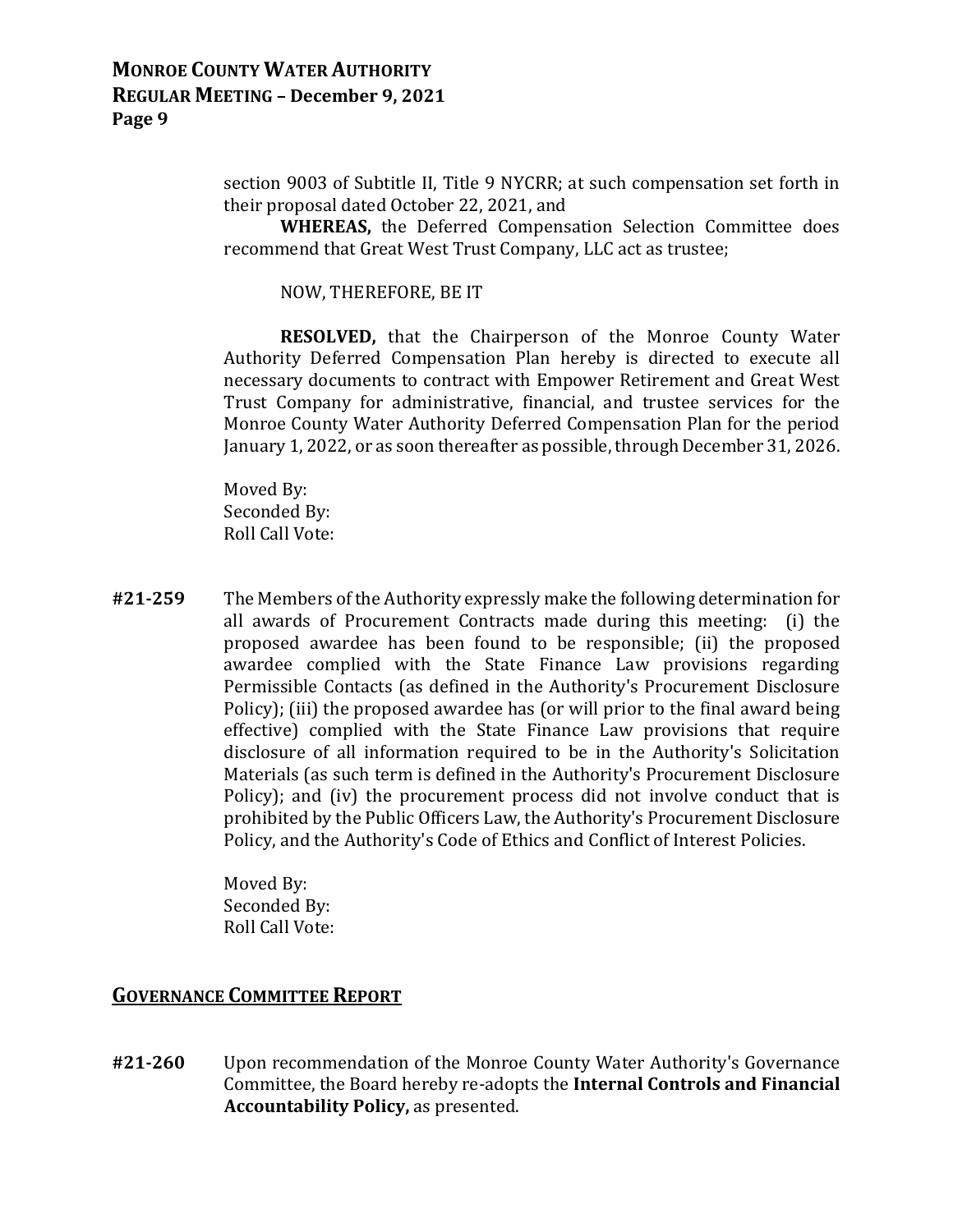section 9003 of Subtitle II, Title 9 NYCRR; at such compensation set forth in their proposal dated October 22, 2021, and

**WHEREAS,** the Deferred Compensation Selection Committee does recommend that Great West Trust Company, LLC act as trustee;

NOW, THEREFORE, BE IT

**RESOLVED,** that the Chairperson of the Monroe County Water Authority Deferred Compensation Plan hereby is directed to execute all necessary documents to contract with Empower Retirement and Great West Trust Company for administrative, financial, and trustee services for the Monroe County Water Authority Deferred Compensation Plan for the period January 1, 2022, or as soon thereafter as possible, through December 31, 2026.

Moved By:
Seconded By:
Roll Call Vote:

**#21-259** The Members of the Authority expressly make the following determination for all awards of Procurement Contracts made during this meeting: (i) the proposed awardee has been found to be responsible; (ii) the proposed awardee complied with the State Finance Law provisions regarding Permissible Contacts (as defined in the Authority's Procurement Disclosure Policy); (iii) the proposed awardee has (or will prior to the final award being effective) complied with the State Finance Law provisions that require disclosure of all information required to be in the Authority's Solicitation Materials (as such term is defined in the Authority's Procurement Disclosure Policy); and (iv) the procurement process did not involve conduct that is prohibited by the Public Officers Law, the Authority's Procurement Disclosure Policy, and the Authority's Code of Ethics and Conflict of Interest Policies.

Moved By:
Seconded By:
Roll Call Vote:

## GOVERNANCE COMMITTEE REPORT

**#21-260** Upon recommendation of the Monroe County Water Authority's Governance Committee, the Board hereby re-adopts the **Internal Controls and Financial Accountability Policy,** as presented.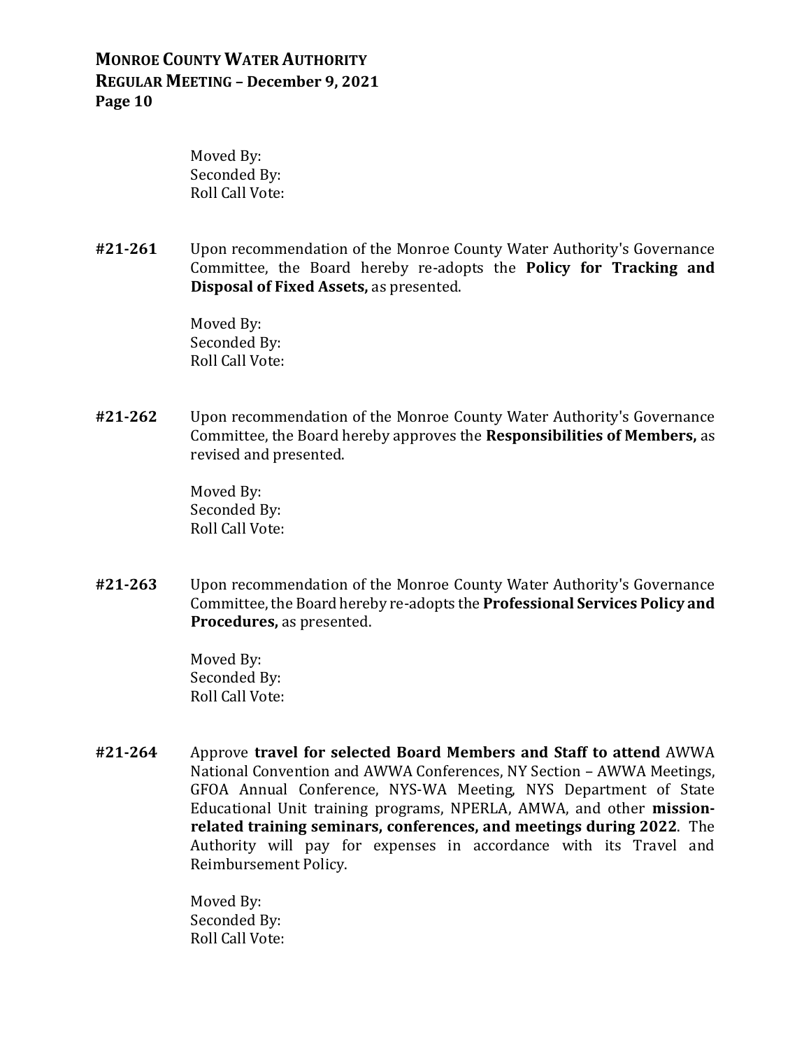Moved By:
Seconded By:
Roll Call Vote:

**#21-261** Upon recommendation of the Monroe County Water Authority's Governance Committee, the Board hereby re-adopts the **Policy for Tracking and Disposal of Fixed Assets,** as presented.

Moved By:
Seconded By:
Roll Call Vote:

**#21-262** Upon recommendation of the Monroe County Water Authority's Governance Committee, the Board hereby approves the **Responsibilities of Members,** as revised and presented.

Moved By:
Seconded By:
Roll Call Vote:

**#21-263** Upon recommendation of the Monroe County Water Authority's Governance Committee, the Board hereby re-adopts the **Professional Services Policy and Procedures,** as presented.

Moved By:
Seconded By:
Roll Call Vote:

**#21-264** Approve **travel for selected Board Members and Staff to attend** AWWA National Convention and AWWA Conferences, NY Section – AWWA Meetings, GFOA Annual Conference, NYS-WA Meeting, NYS Department of State Educational Unit training programs, NPERLA, AMWA, and other **mission-related training seminars, conferences, and meetings during 2022**. The Authority will pay for expenses in accordance with its Travel and Reimbursement Policy.

Moved By:
Seconded By:
Roll Call Vote: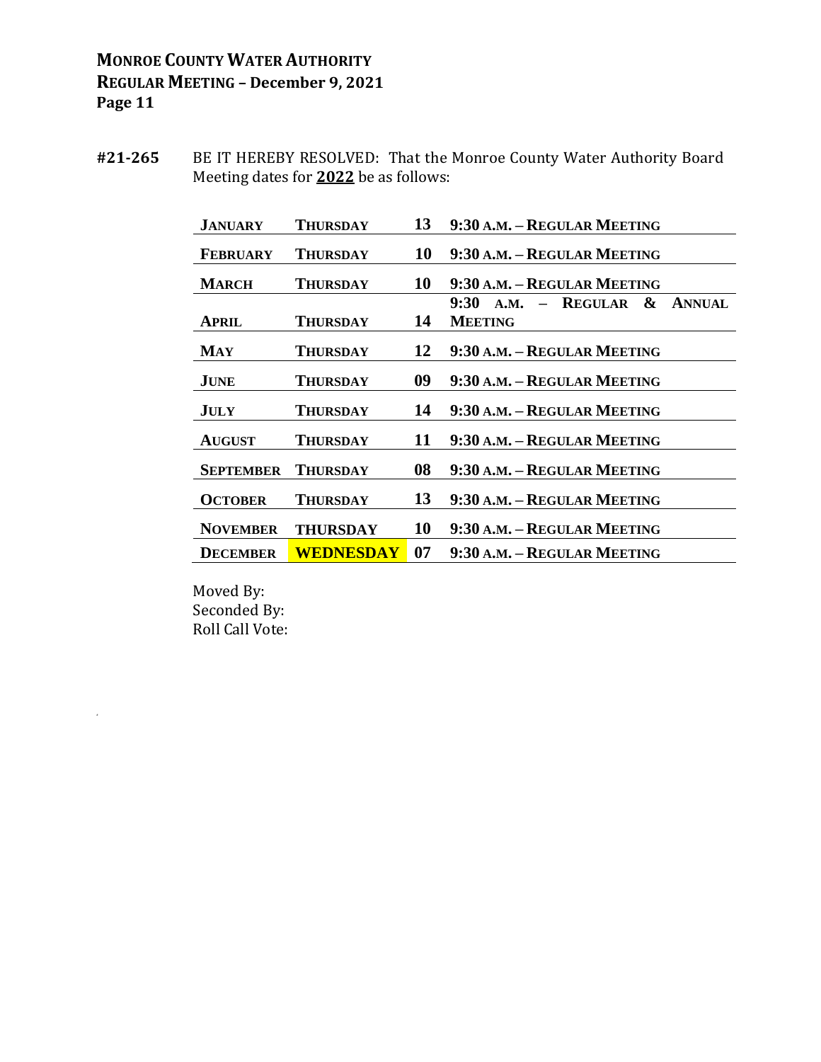**#21-265** BE IT HEREBY RESOLVED: That the Monroe County Water Authority Board Meeting dates for **2022** be as follows:

| | | | |
|---|---|---|---|
| **JANUARY** | **THURSDAY** | **13** | **9:30 A.M. – REGULAR MEETING** |
| **FEBRUARY** | **THURSDAY** | **10** | **9:30 A.M. – REGULAR MEETING** |
| **MARCH** | **THURSDAY** | **10** | **9:30 A.M. – REGULAR MEETING** |
| **APRIL** | **THURSDAY** | **14** | **9:30 A.M. – REGULAR & ANNUAL MEETING** |
| **MAY** | **THURSDAY** | **12** | **9:30 A.M. – REGULAR MEETING** |
| **JUNE** | **THURSDAY** | **09** | **9:30 A.M. – REGULAR MEETING** |
| **JULY** | **THURSDAY** | **14** | **9:30 A.M. – REGULAR MEETING** |
| **AUGUST** | **THURSDAY** | **11** | **9:30 A.M. – REGULAR MEETING** |
| **SEPTEMBER** | **THURSDAY** | **08** | **9:30 A.M. – REGULAR MEETING** |
| **OCTOBER** | **THURSDAY** | **13** | **9:30 A.M. – REGULAR MEETING** |
| **NOVEMBER** | **THURSDAY** | **10** | **9:30 A.M. – REGULAR MEETING** |
| **DECEMBER** | **WEDNESDAY** | **07** | **9:30 A.M. – REGULAR MEETING** |

Moved By:
Seconded By:
Roll Call Vote: